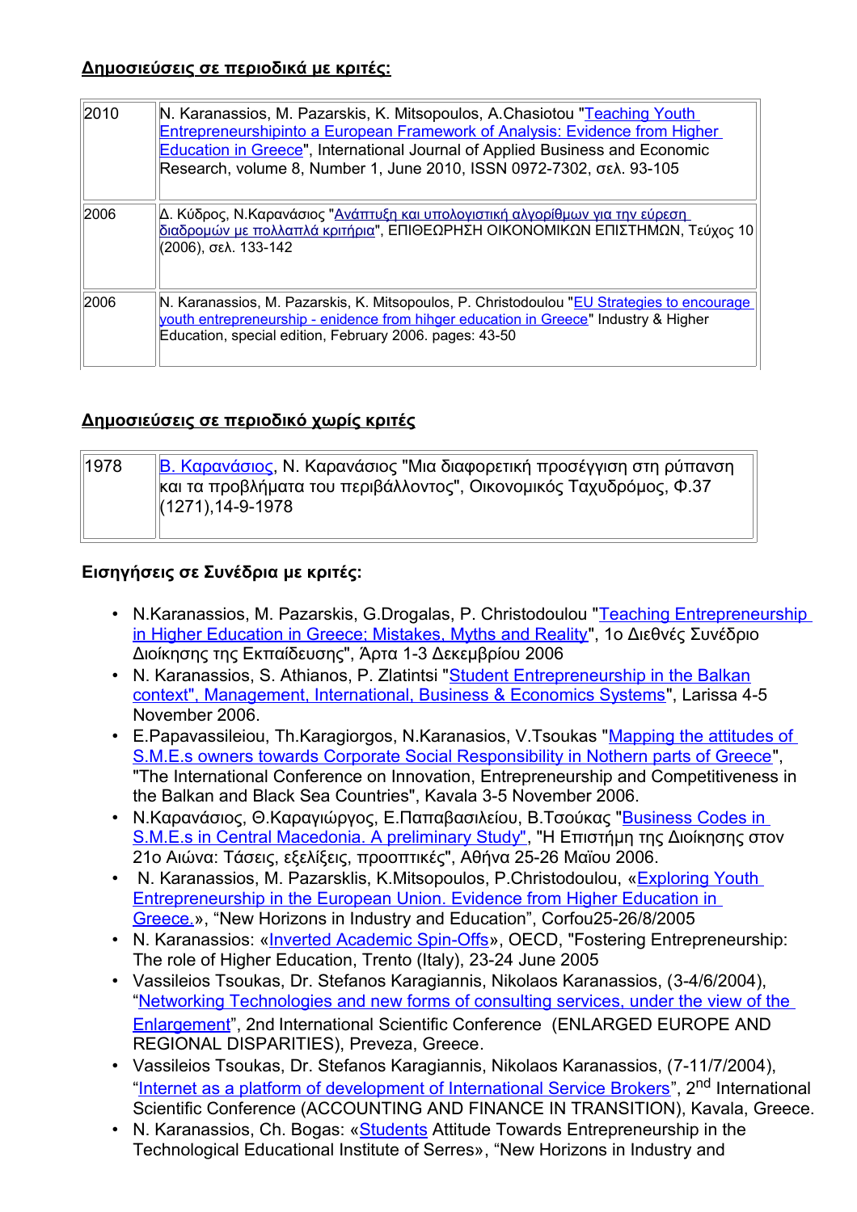## Δημοσιεύσεις σε περιοδικά με κριτές:

| | |
|---|---|
| 2010 | N. Karanassios, M. Pazarskis, K. Mitsopoulos, A.Chasiotou "Teaching Youth Entrepreneurshipinto a European Framework of Analysis: Evidence from Higher Education in Greece", International Journal of Applied Business and Economic Research, volume 8, Number 1, June 2010, ISSN 0972-7302, σελ. 93-105 |
| 2006 | Δ. Κύδρος, Ν.Καρανάσιος "Ανάπτυξη και υπολογιστική αλγορίθμων για την εύρεση διαδρομών με πολλαπλά κριτήρια", ΕΠΙΘΕΩΡΗΣΗ ΟΙΚΟΝΟΜΙΚΩΝ ΕΠΙΣΤΗΜΩΝ, Τεύχος 10 (2006), σελ. 133-142 |
| 2006 | N. Karanassios, M. Pazarskis, K. Mitsopoulos, P. Christodoulou "EU Strategies to encourage youth entrepreneurship - enidence from hihger education in Greece" Industry & Higher Education, special edition, February 2006. pages: 43-50 |

## Δημοσιεύσεις σε περιοδικό χωρίς κριτές

| | |
|---|---|
| 1978 | Β. Καρανάσιος, Ν. Καρανάσιος "Μια διαφορετική προσέγγιση στη ρύπανση και τα προβλήματα του περιβάλλοντος", Οικονομικός Ταχυδρόμος, Φ.37 (1271),14-9-1978 |

### Εισηγήσεις σε Συνέδρια με κριτές:

- N.Karanassios, M. Pazarskis, G.Drogalas, P. Christodoulou "Teaching Entrepreneurship in Higher Education in Greece: Mistakes, Myths and Reality", 1ο Διεθνές Συνέδριο Διοίκησης της Εκπαίδευσης", Άρτα 1-3 Δεκεμβρίου 2006
- N. Karanassios, S. Athianos, P. Zlatintsi "Student Entrepreneurship in the Balkan context", Management, International, Business & Economics Systems", Larissa 4-5 November 2006.
- E.Papavassileiou, Th.Karagiorgos, N.Karanasios, V.Tsoukas "Mapping the attitudes of S.M.E.s owners towards Corporate Social Responsibility in Nothern parts of Greece", "The International Conference on Innovation, Entrepreneurship and Competitiveness in the Balkan and Black Sea Countries", Kavala 3-5 November 2006.
- Ν.Καρανάσιος, Θ.Καραγιώργος, Ε.Παπαβασιλείου, Β.Τσούκας "Business Codes in S.M.E.s in Central Macedonia. A preliminary Study", "Η Επιστήμη της Διοίκησης στον 21ο Αιώνα: Τάσεις, εξελίξεις, προοπτικές", Αθήνα 25-26 Μαΐου 2006.
- N. Karanassios, M. Pazarsklis, K.Mitsopoulos, P.Christodoulou, «Exploring Youth Entrepreneurship in the European Union. Evidence from Higher Education in Greece.», "New Horizons in Industry and Education", Corfou25-26/8/2005
- N. Karanassios: «Inverted Academic Spin-Offs», OECD, "Fostering Entrepreneurship: The role of Higher Education, Trento (Italy), 23-24 June 2005
- Vassileios Tsoukas, Dr. Stefanos Karagiannis, Nikolaos Karanassios, (3-4/6/2004), "Networking Technologies and new forms of consulting services, under the view of the Enlargement", 2nd International Scientific Conference (ENLARGED EUROPE AND REGIONAL DISPARITIES), Preveza, Greece.
- Vassileios Tsoukas, Dr. Stefanos Karagiannis, Nikolaos Karanassios, (7-11/7/2004), "Internet as a platform of development of International Service Brokers", 2nd International Scientific Conference (ACCOUNTING AND FINANCE IN TRANSITION), Kavala, Greece.
- N. Karanassios, Ch. Bogas: «Students Attitude Towards Entrepreneurship in the Technological Educational Institute of Serres», "New Horizons in Industry and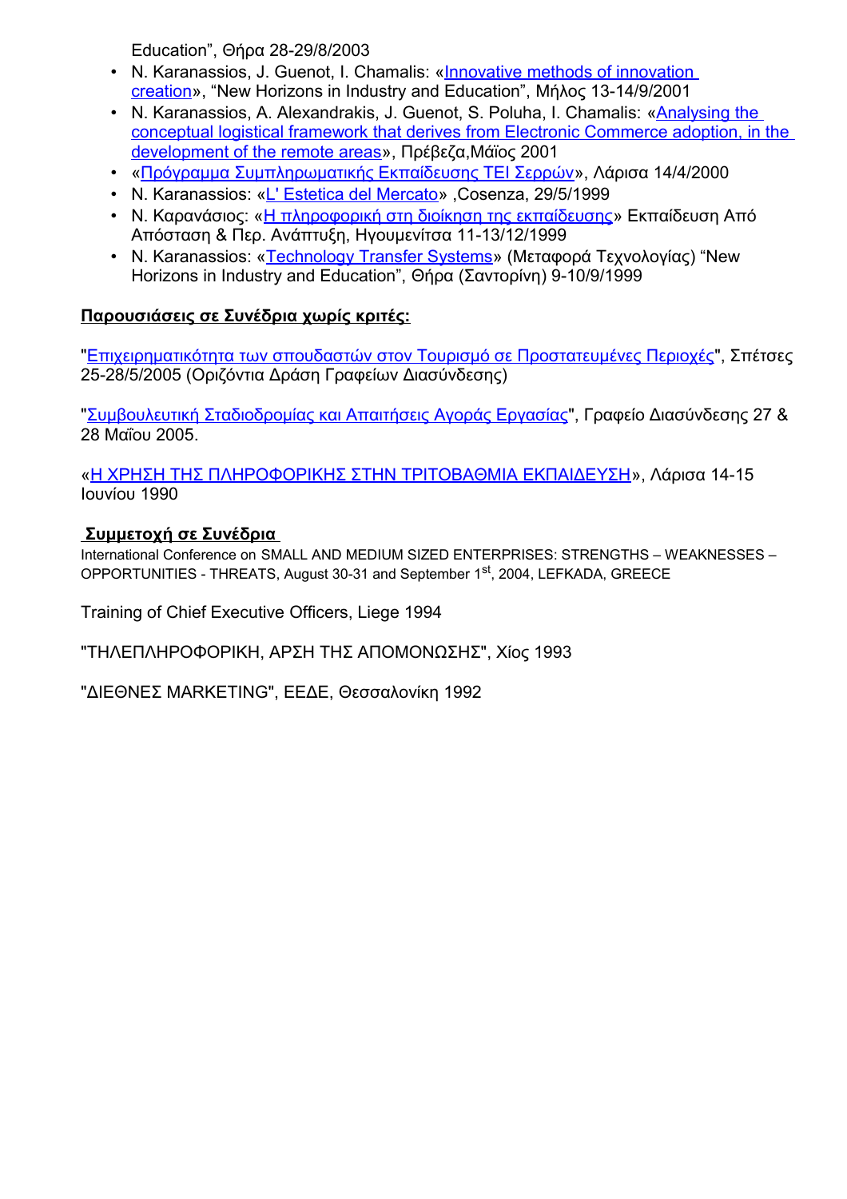Education", Θήρα 28-29/8/2003

- N. Karanassios, J. Guenot, I. Chamalis: «Innovative methods of innovation creation», "New Horizons in Industry and Education", Μήλος 13-14/9/2001
- N. Karanassios, A. Alexandrakis, J. Guenot, S. Poluha, I. Chamalis: «Analysing the conceptual logistical framework that derives from Electronic Commerce adoption, in the development of the remote areas», Πρέβεζα,Μάϊος 2001
- «Πρόγραμμα Συμπληρωματικής Εκπαίδευσης ΤΕΙ Σερρών», Λάρισα 14/4/2000
- N. Karanassios: «L' Estetica del Mercato» ,Cosenza, 29/5/1999
- Ν. Καρανάσιος: «Η πληροφορική στη διοίκηση της εκπαίδευσης» Εκπαίδευση Από Απόσταση & Περ. Ανάπτυξη, Ηγουμενίτσα 11-13/12/1999
- N. Karanassios: «Technology Transfer Systems» (Μεταφορά Τεχνολογίας) "New Horizons in Industry and Education", Θήρα (Σαντορίνη) 9-10/9/1999

**Παρουσιάσεις σε Συνέδρια χωρίς κριτές:**

"Επιχειρηματικότητα των σπουδαστών στον Τουρισμό σε Προστατευμένες Περιοχές", Σπέτσες 25-28/5/2005 (Οριζόντια Δράση Γραφείων Διασύνδεσης)

"Συμβουλευτική Σταδιοδρομίας και Απαιτήσεις Αγοράς Εργασίας", Γραφείο Διασύνδεσης 27 & 28 Μαΐου 2005.

«Η ΧΡΗΣΗ ΤΗΣ ΠΛΗΡΟΦΟΡΙΚΗΣ ΣΤΗΝ ΤΡΙΤΟΒΑΘΜΙΑ ΕΚΠΑΙΔΕΥΣΗ», Λάρισα 14-15 Ιουνίου 1990

**Συμμετοχή σε Συνέδρια**

International Conference on SMALL AND MEDIUM SIZED ENTERPRISES: STRENGTHS – WEAKNESSES – OPPORTUNITIES - THREATS, August 30-31 and September 1st, 2004, LEFKADA, GREECE

Training of Chief Executive Officers, Liege 1994

"ΤΗΛΕΠΛΗΡΟΦΟΡΙΚΗ, ΑΡΣΗ ΤΗΣ ΑΠΟΜΟΝΩΣΗΣ", Χίος 1993

"ΔΙΕΘΝΕΣ MARKETING", ΕΕΔΕ, Θεσσαλονίκη 1992